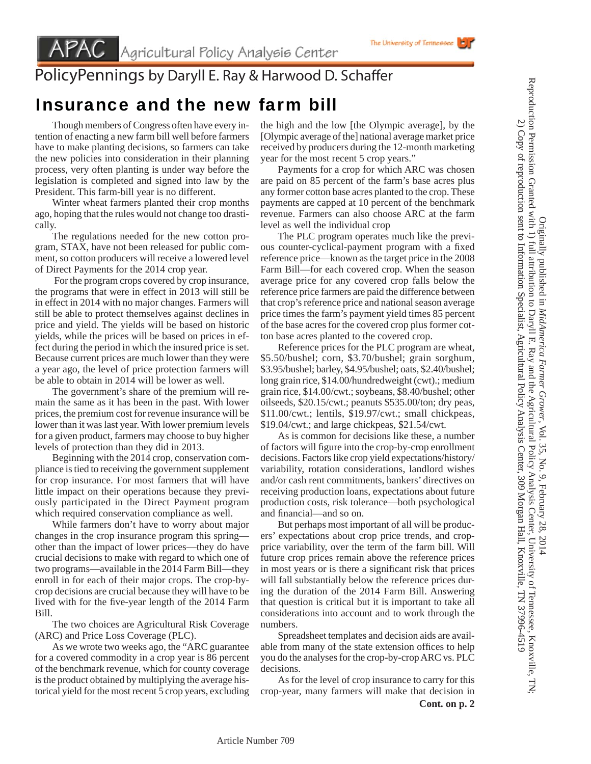APAC Agricultural Policy Analysis Center

The University of Tennessee

PolicyPennings by Daryll E. Ray & Harwood D. Schaffer

# Insurance and the new farm bill

Though members of Congress often have every intention of enacting a new farm bill well before farmers have to make planting decisions, so farmers can take the new policies into consideration in their planning process, very often planting is under way before the legislation is completed and signed into law by the President. This farm-bill year is no different.

Winter wheat farmers planted their crop months ago, hoping that the rules would not change too drastically.

The regulations needed for the new cotton program, STAX, have not been released for public comment, so cotton producers will receive a lowered level of Direct Payments for the 2014 crop year.

For the program crops covered by crop insurance, the programs that were in effect in 2013 will still be in effect in 2014 with no major changes. Farmers will still be able to protect themselves against declines in price and yield. The yields will be based on historic yields, while the prices will be based on prices in effect during the period in which the insured price is set. Because current prices are much lower than they were a year ago, the level of price protection farmers will be able to obtain in 2014 will be lower as well.

The government's share of the premium will remain the same as it has been in the past. With lower prices, the premium cost for revenue insurance will be lower than it was last year. With lower premium levels for a given product, farmers may choose to buy higher levels of protection than they did in 2013.

Beginning with the 2014 crop, conservation compliance is tied to receiving the government supplement for crop insurance. For most farmers that will have little impact on their operations because they previously participated in the Direct Payment program which required conservation compliance as well.

While farmers don't have to worry about major changes in the crop insurance program this spring—other than the impact of lower prices—they do have crucial decisions to make with regard to which one of two programs—available in the 2014 Farm Bill—they enroll in for each of their major crops. The crop-by-crop decisions are crucial because they will have to be lived with for the five-year length of the 2014 Farm Bill.

The two choices are Agricultural Risk Coverage (ARC) and Price Loss Coverage (PLC).

As we wrote two weeks ago, the "ARC guarantee for a covered commodity in a crop year is 86 percent of the benchmark revenue, which for county coverage is the product obtained by multiplying the average historical yield for the most recent 5 crop years, excluding the high and the low [the Olympic average], by the [Olympic average of the] national average market price received by producers during the 12-month marketing year for the most recent 5 crop years."

Payments for a crop for which ARC was chosen are paid on 85 percent of the farm's base acres plus any former cotton base acres planted to the crop. These payments are capped at 10 percent of the benchmark revenue. Farmers can also choose ARC at the farm level as well the individual crop

The PLC program operates much like the previous counter-cyclical-payment program with a fixed reference price—known as the target price in the 2008 Farm Bill—for each covered crop. When the season average price for any covered crop falls below the reference price farmers are paid the difference between that crop's reference price and national season average price times the farm's payment yield times 85 percent of the base acres for the covered crop plus former cotton base acres planted to the covered crop.

Reference prices for the PLC program are wheat, $5.50/bushel; corn, $3.70/bushel; grain sorghum, $3.95/bushel; barley, $4.95/bushel; oats, $2.40/bushel; long grain rice, $14.00/hundredweight (cwt).; medium grain rice, $14.00/cwt.; soybeans, $8.40/bushel; other oilseeds, $20.15/cwt.; peanuts $535.00/ton; dry peas, $11.00/cwt.; lentils, $19.97/cwt.; small chickpeas, $19.04/cwt.; and large chickpeas, $21.54/cwt.

As is common for decisions like these, a number of factors will figure into the crop-by-crop enrollment decisions. Factors like crop yield expectations/history/variability, rotation considerations, landlord wishes and/or cash rent commitments, bankers' directives on receiving production loans, expectations about future production costs, risk tolerance—both psychological and financial—and so on.

But perhaps most important of all will be producers' expectations about crop price trends, and crop-price variability, over the term of the farm bill. Will future crop prices remain above the reference prices in most years or is there a significant risk that prices will fall substantially below the reference prices during the duration of the 2014 Farm Bill. Answering that question is critical but it is important to take all considerations into account and to work through the numbers.

Spreadsheet templates and decision aids are available from many of the state extension offices to help you do the analyses for the crop-by-crop ARC vs. PLC decisions.

As for the level of crop insurance to carry for this crop-year, many farmers will make that decision in

**Cont. on p. 2**

Article Number 709

Originally published in *MidAmerica Farmer Grower*, Vol. 35, No. 9, February 28, 2014
Reproduction Permission Granted with 1) full attribution to Daryll E. Ray and the Agricultural Policy Analysis Center, University of Tennessee, Knoxville, TN;
2) Copy of reproduction sent to Information Specialist, Agricultural Policy Analysis Center, 309 Morgan Hall, Knoxville, TN 37996-4519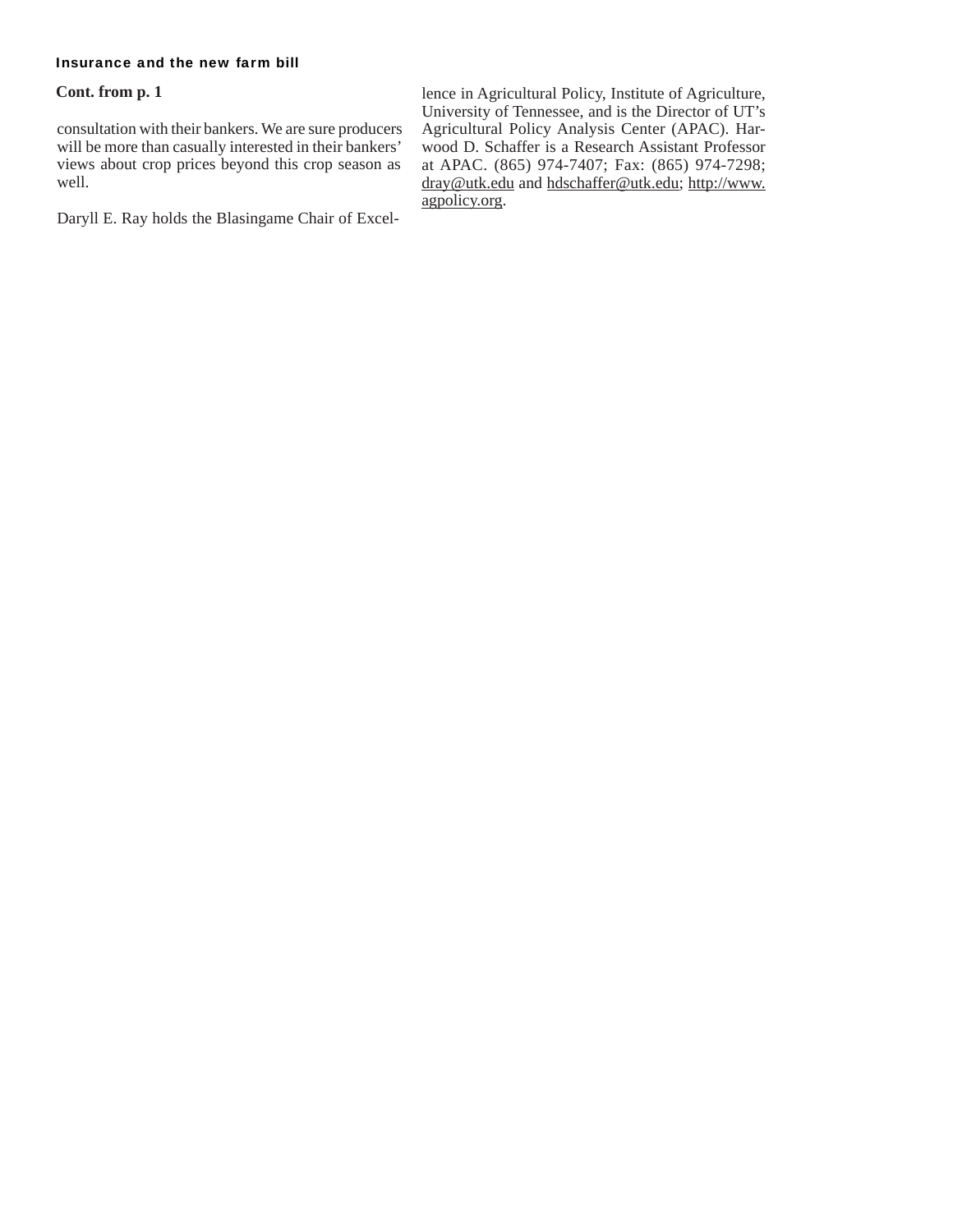**Insurance and the new farm bill**

**Cont. from p. 1**

consultation with their bankers. We are sure producers will be more than casually interested in their bankers' views about crop prices beyond this crop season as well.

Daryll E. Ray holds the Blasingame Chair of Excellence in Agricultural Policy, Institute of Agriculture, University of Tennessee, and is the Director of UT's Agricultural Policy Analysis Center (APAC). Harwood D. Schaffer is a Research Assistant Professor at APAC. (865) 974-7407; Fax: (865) 974-7298; dray@utk.edu and hdschaffer@utk.edu; http://www.agpolicy.org.